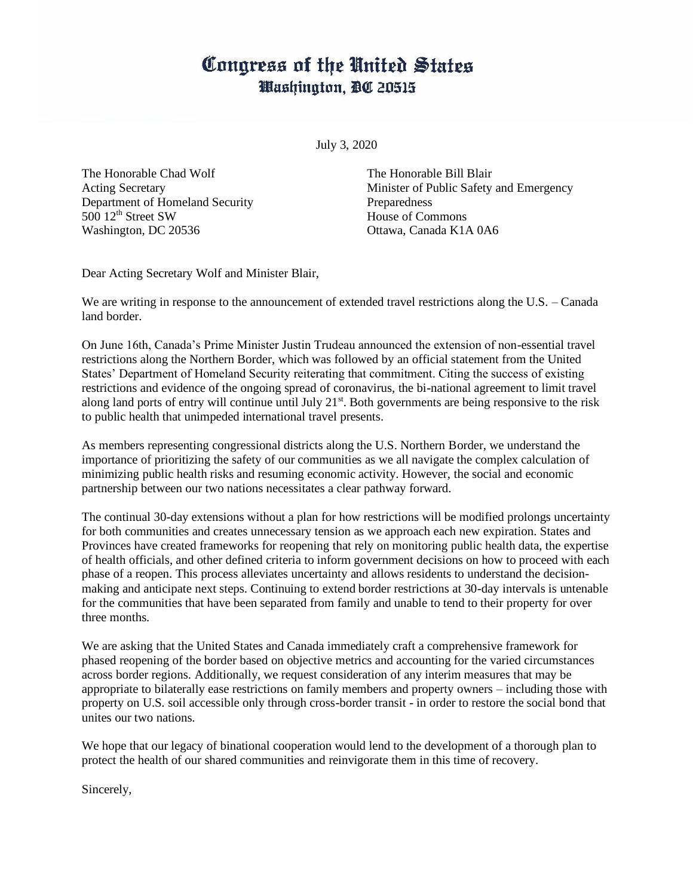# Congress of the United States
## Washington, DC 20515

July 3, 2020

The Honorable Chad Wolf
Acting Secretary
Department of Homeland Security
500 12th Street SW
Washington, DC 20536

The Honorable Bill Blair
Minister of Public Safety and Emergency Preparedness
House of Commons
Ottawa, Canada K1A 0A6

Dear Acting Secretary Wolf and Minister Blair,

We are writing in response to the announcement of extended travel restrictions along the U.S. – Canada land border.

On June 16th, Canada's Prime Minister Justin Trudeau announced the extension of non-essential travel restrictions along the Northern Border, which was followed by an official statement from the United States' Department of Homeland Security reiterating that commitment. Citing the success of existing restrictions and evidence of the ongoing spread of coronavirus, the bi-national agreement to limit travel along land ports of entry will continue until July 21st. Both governments are being responsive to the risk to public health that unimpeded international travel presents.

As members representing congressional districts along the U.S. Northern Border, we understand the importance of prioritizing the safety of our communities as we all navigate the complex calculation of minimizing public health risks and resuming economic activity. However, the social and economic partnership between our two nations necessitates a clear pathway forward.

The continual 30-day extensions without a plan for how restrictions will be modified prolongs uncertainty for both communities and creates unnecessary tension as we approach each new expiration. States and Provinces have created frameworks for reopening that rely on monitoring public health data, the expertise of health officials, and other defined criteria to inform government decisions on how to proceed with each phase of a reopen. This process alleviates uncertainty and allows residents to understand the decision-making and anticipate next steps. Continuing to extend border restrictions at 30-day intervals is untenable for the communities that have been separated from family and unable to tend to their property for over three months.

We are asking that the United States and Canada immediately craft a comprehensive framework for phased reopening of the border based on objective metrics and accounting for the varied circumstances across border regions. Additionally, we request consideration of any interim measures that may be appropriate to bilaterally ease restrictions on family members and property owners – including those with property on U.S. soil accessible only through cross-border transit - in order to restore the social bond that unites our two nations.

We hope that our legacy of binational cooperation would lend to the development of a thorough plan to protect the health of our shared communities and reinvigorate them in this time of recovery.

Sincerely,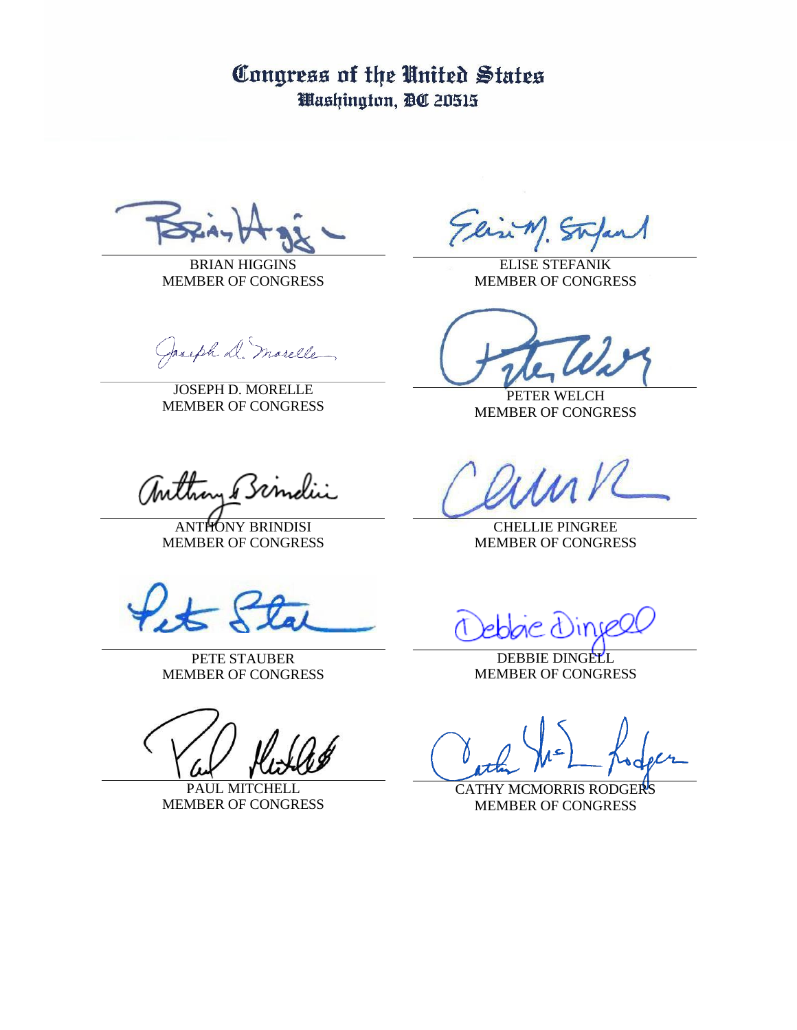# Congress of the United States
## Washington, DC 20515

| | |
|---|---|
| BRIAN HIGGINS<br>MEMBER OF CONGRESS | ELISE STEFANIK<br>MEMBER OF CONGRESS |
| JOSEPH D. MORELLE<br>MEMBER OF CONGRESS | PETER WELCH<br>MEMBER OF CONGRESS |
| ANTHONY BRINDISI<br>MEMBER OF CONGRESS | CHELLIE PINGREE<br>MEMBER OF CONGRESS |
| PETE STAUBER<br>MEMBER OF CONGRESS | DEBBIE DINGELL<br>MEMBER OF CONGRESS |
| PAUL MITCHELL<br>MEMBER OF CONGRESS | CATHY MCMORRIS RODGERS<br>MEMBER OF CONGRESS |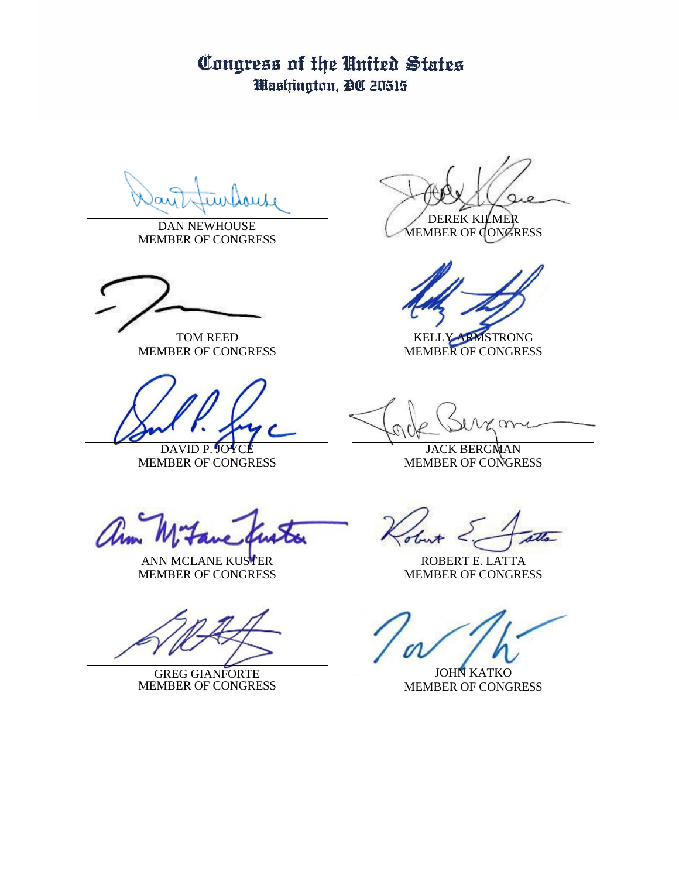# Congress of the United States
## Washington, DC 20515

DAN NEWHOUSE
MEMBER OF CONGRESS

DEREK KILMER
MEMBER OF CONGRESS

TOM REED
MEMBER OF CONGRESS

KELLY ARMSTRONG
MEMBER OF CONGRESS

DAVID P. JOYCE
MEMBER OF CONGRESS

JACK BERGMAN
MEMBER OF CONGRESS

ANN MCLANE KUSTER
MEMBER OF CONGRESS

ROBERT E. LATTA
MEMBER OF CONGRESS

GREG GIANFORTE
MEMBER OF CONGRESS

JOHN KATKO
MEMBER OF CONGRESS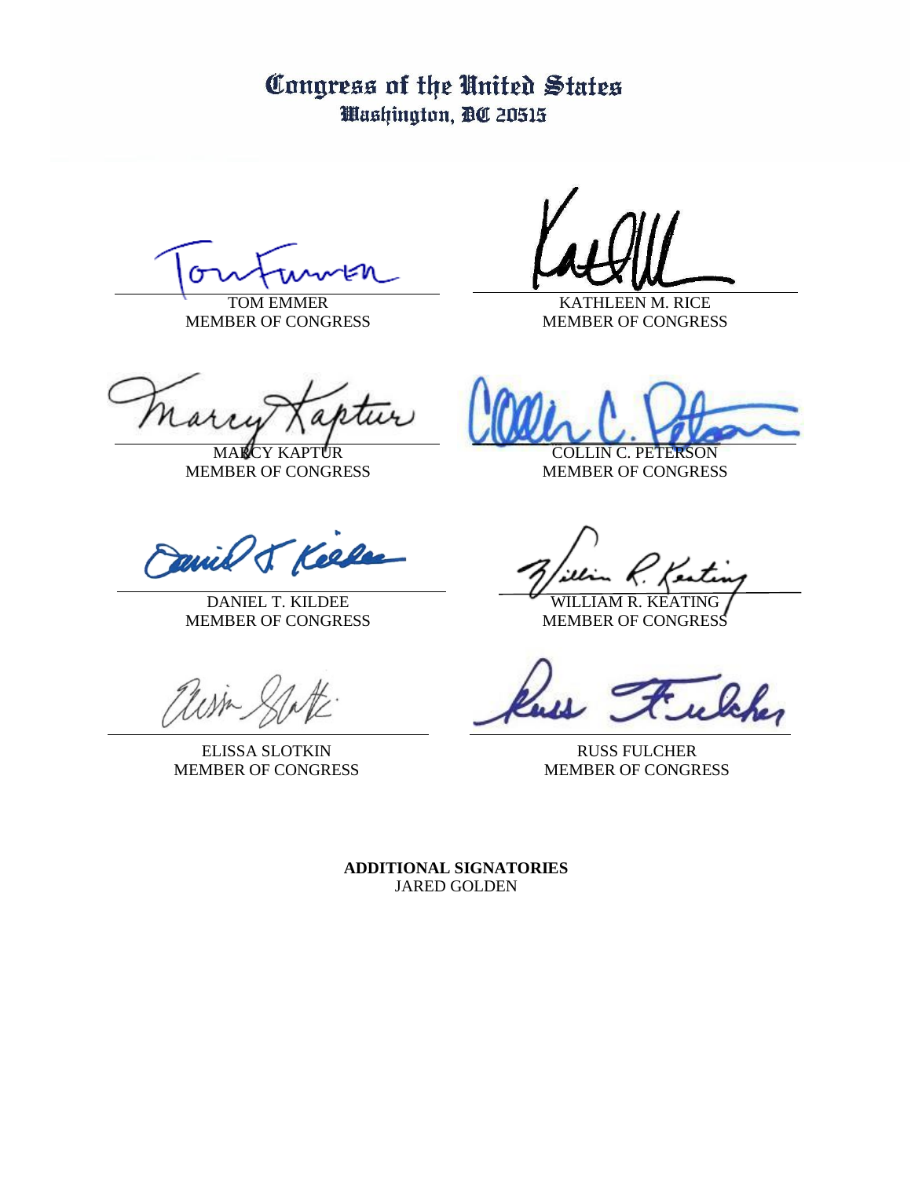# Congress of the United States
## Washington, DC 20515

TOM EMMER
MEMBER OF CONGRESS

KATHLEEN M. RICE
MEMBER OF CONGRESS

MARCY KAPTUR
MEMBER OF CONGRESS

COLLIN C. PETERSON
MEMBER OF CONGRESS

DANIEL T. KILDEE
MEMBER OF CONGRESS

WILLIAM R. KEATING
MEMBER OF CONGRESS

ELISSA SLOTKIN
MEMBER OF CONGRESS

RUSS FULCHER
MEMBER OF CONGRESS

**ADDITIONAL SIGNATORIES**
JARED GOLDEN